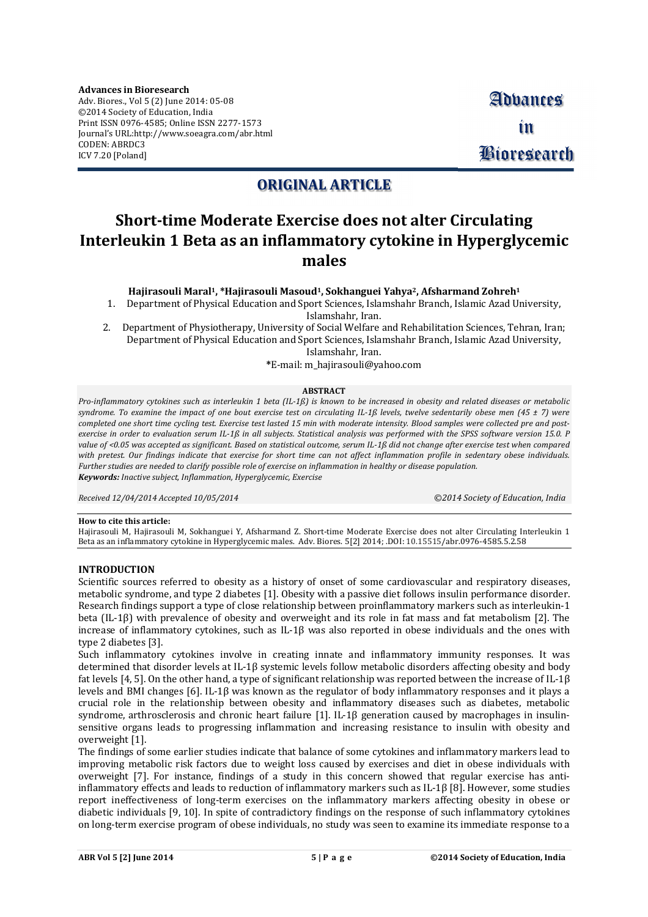**Advances in Bioresearch**
Adv. Biores., Vol 5 (2) June 2014: 05-08
©2014 Society of Education, India
Print ISSN 0976-4585; Online ISSN 2277-1573
Journal's URL:http://www.soeagra.com/abr.html
CODEN: ABRDC3
ICV 7.20 [Poland]

**ORIGINAL ARTICLE**

# Short-time Moderate Exercise does not alter Circulating Interleukin 1 Beta as an inflammatory cytokine in Hyperglycemic males

**Hajirasouli Maral[1], \*Hajirasouli Masoud[1], Sokhanguei Yahya[2], Afsharmand Zohreh[1]**

1. Department of Physical Education and Sport Sciences, Islamshahr Branch, Islamic Azad University, Islamshahr, Iran.
2. Department of Physiotherapy, University of Social Welfare and Rehabilitation Sciences, Tehran, Iran; Department of Physical Education and Sport Sciences, Islamshahr Branch, Islamic Azad University, Islamshahr, Iran.

\*E-mail: m_hajirasouli@yahoo.com

**ABSTRACT**

*Pro-inflammatory cytokines such as interleukin 1 beta (IL-1ß) is known to be increased in obesity and related diseases or metabolic syndrome. To examine the impact of one bout exercise test on circulating IL-1ß levels, twelve sedentarily obese men (45 ± 7) were completed one short time cycling test. Exercise test lasted 15 min with moderate intensity. Blood samples were collected pre and post-exercise in order to evaluation serum IL-1ß in all subjects. Statistical analysis was performed with the SPSS software version 15.0. P value of <0.05 was accepted as significant. Based on statistical outcome, serum IL-1ß did not change after exercise test when compared with pretest. Our findings indicate that exercise for short time can not affect inflammation profile in sedentary obese individuals. Further studies are needed to clarify possible role of exercise on inflammation in healthy or disease population.*

***Keywords:*** *Inactive subject, Inflammation, Hyperglycemic, Exercise*

*Received 12/04/2014 Accepted 10/05/2014* *©2014 Society of Education, India*

**How to cite this article:**
Hajirasouli M, Hajirasouli M, Sokhanguei Y, Afsharmand Z. Short-time Moderate Exercise does not alter Circulating Interleukin 1 Beta as an inflammatory cytokine in Hyperglycemic males. Adv. Biores. 5[2] 2014; .DOI: 10.15515/abr.0976-4585.5.2.58

## INTRODUCTION

Scientific sources referred to obesity as a history of onset of some cardiovascular and respiratory diseases, metabolic syndrome, and type 2 diabetes [1]. Obesity with a passive diet follows insulin performance disorder. Research findings support a type of close relationship between proinflammatory markers such as interleukin-1 beta (IL-1β) with prevalence of obesity and overweight and its role in fat mass and fat metabolism [2]. The increase of inflammatory cytokines, such as IL-1β was also reported in obese individuals and the ones with type 2 diabetes [3].

Such inflammatory cytokines involve in creating innate and inflammatory immunity responses. It was determined that disorder levels at IL-1β systemic levels follow metabolic disorders affecting obesity and body fat levels [4, 5]. On the other hand, a type of significant relationship was reported between the increase of IL-1β levels and BMI changes [6]. IL-1β was known as the regulator of body inflammatory responses and it plays a crucial role in the relationship between obesity and inflammatory diseases such as diabetes, metabolic syndrome, arthrosclerosis and chronic heart failure [1]. IL-1β generation caused by macrophages in insulin-sensitive organs leads to progressing inflammation and increasing resistance to insulin with obesity and overweight [1].

The findings of some earlier studies indicate that balance of some cytokines and inflammatory markers lead to improving metabolic risk factors due to weight loss caused by exercises and diet in obese individuals with overweight [7]. For instance, findings of a study in this concern showed that regular exercise has anti-inflammatory effects and leads to reduction of inflammatory markers such as IL-1β [8]. However, some studies report ineffectiveness of long-term exercises on the inflammatory markers affecting obesity in obese or diabetic individuals [9, 10]. In spite of contradictory findings on the response of such inflammatory cytokines on long-term exercise program of obese individuals, no study was seen to examine its immediate response to a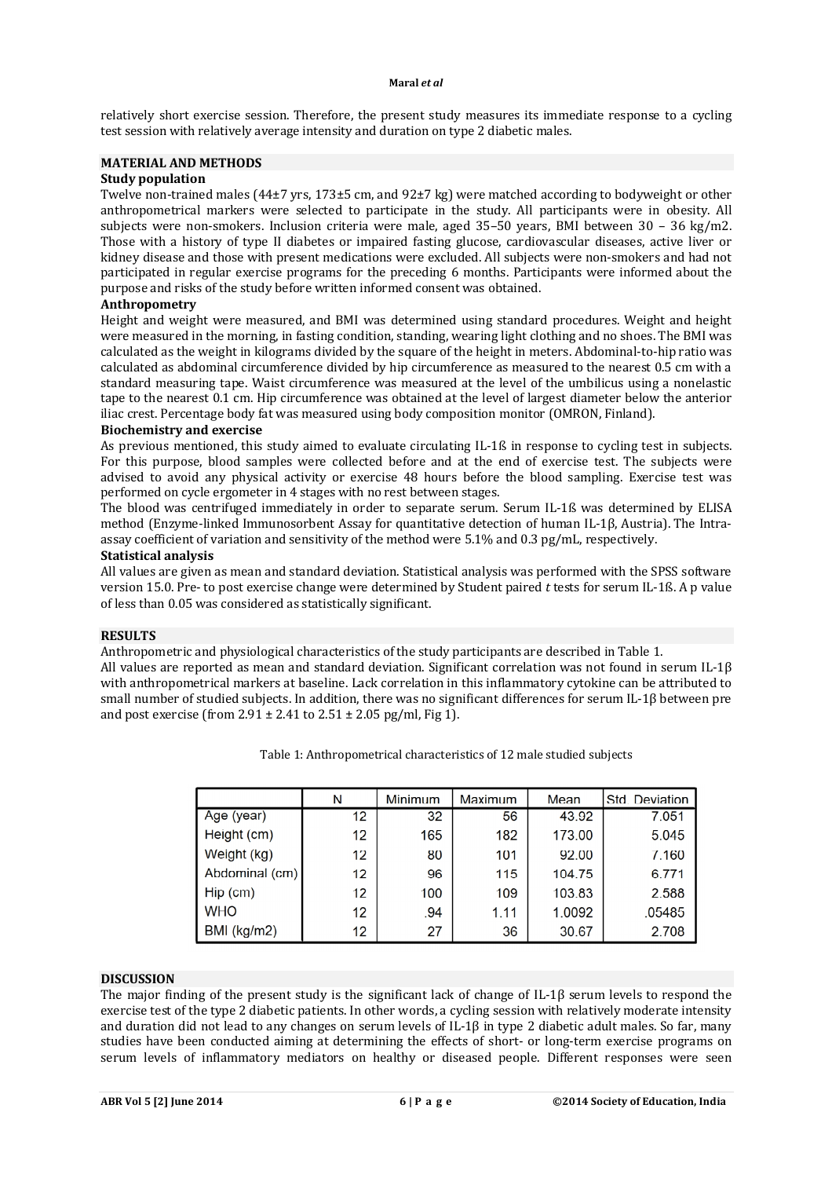relatively short exercise session. Therefore, the present study measures its immediate response to a cycling test session with relatively average intensity and duration on type 2 diabetic males.

## MATERIAL AND METHODS

### Study population

Twelve non-trained males (44±7 yrs, 173±5 cm, and 92±7 kg) were matched according to bodyweight or other anthropometrical markers were selected to participate in the study. All participants were in obesity. All subjects were non-smokers. Inclusion criteria were male, aged 35–50 years, BMI between 30 – 36 kg/m2. Those with a history of type II diabetes or impaired fasting glucose, cardiovascular diseases, active liver or kidney disease and those with present medications were excluded. All subjects were non-smokers and had not participated in regular exercise programs for the preceding 6 months. Participants were informed about the purpose and risks of the study before written informed consent was obtained.

### Anthropometry

Height and weight were measured, and BMI was determined using standard procedures. Weight and height were measured in the morning, in fasting condition, standing, wearing light clothing and no shoes. The BMI was calculated as the weight in kilograms divided by the square of the height in meters. Abdominal-to-hip ratio was calculated as abdominal circumference divided by hip circumference as measured to the nearest 0.5 cm with a standard measuring tape. Waist circumference was measured at the level of the umbilicus using a nonelastic tape to the nearest 0.1 cm. Hip circumference was obtained at the level of largest diameter below the anterior iliac crest. Percentage body fat was measured using body composition monitor (OMRON, Finland).

### Biochemistry and exercise

As previous mentioned, this study aimed to evaluate circulating IL-1ß in response to cycling test in subjects. For this purpose, blood samples were collected before and at the end of exercise test. The subjects were advised to avoid any physical activity or exercise 48 hours before the blood sampling. Exercise test was performed on cycle ergometer in 4 stages with no rest between stages.

The blood was centrifuged immediately in order to separate serum. Serum IL-1ß was determined by ELISA method (Enzyme-linked Immunosorbent Assay for quantitative detection of human IL-1β, Austria). The Intra-assay coefficient of variation and sensitivity of the method were 5.1% and 0.3 pg/mL, respectively.

### Statistical analysis

All values are given as mean and standard deviation. Statistical analysis was performed with the SPSS software version 15.0. Pre- to post exercise change were determined by Student paired *t* tests for serum IL-1ß. A p value of less than 0.05 was considered as statistically significant.

## RESULTS

Anthropometric and physiological characteristics of the study participants are described in Table 1.

All values are reported as mean and standard deviation. Significant correlation was not found in serum IL-1β with anthropometrical markers at baseline. Lack correlation in this inflammatory cytokine can be attributed to small number of studied subjects. In addition, there was no significant differences for serum IL-1β between pre and post exercise (from 2.91 ± 2.41 to 2.51 ± 2.05 pg/ml, Fig 1).

Table 1: Anthropometrical characteristics of 12 male studied subjects

| | N | Minimum | Maximum | Mean | Std. Deviation |
|---|---|---|---|---|---|
| Age (year) | 12 | 32 | 56 | 43.92 | 7.051 |
| Height (cm) | 12 | 165 | 182 | 173.00 | 5.045 |
| Weight (kg) | 12 | 80 | 101 | 92.00 | 7.160 |
| Abdominal (cm) | 12 | 96 | 115 | 104.75 | 6.771 |
| Hip (cm) | 12 | 100 | 109 | 103.83 | 2.588 |
| WHO | 12 | .94 | 1.11 | 1.0092 | .05485 |
| BMI (kg/m2) | 12 | 27 | 36 | 30.67 | 2.708 |

## DISCUSSION

The major finding of the present study is the significant lack of change of IL-1β serum levels to respond the exercise test of the type 2 diabetic patients. In other words, a cycling session with relatively moderate intensity and duration did not lead to any changes on serum levels of IL-1β in type 2 diabetic adult males. So far, many studies have been conducted aiming at determining the effects of short- or long-term exercise programs on serum levels of inflammatory mediators on healthy or diseased people. Different responses were seen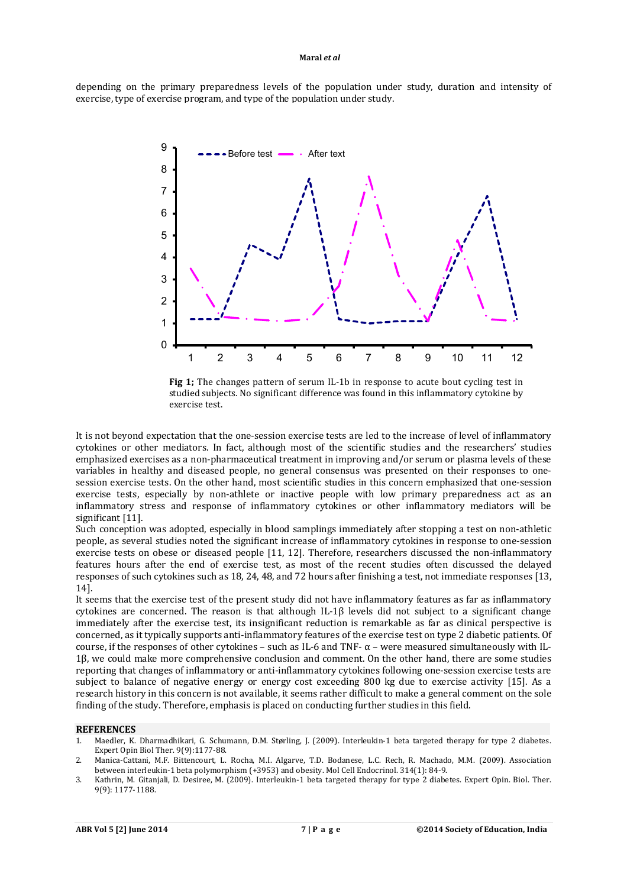depending on the primary preparedness levels of the population under study, duration and intensity of exercise, type of exercise program, and type of the population under study.

**Fig 1;** The changes pattern of serum IL-1b in response to acute bout cycling test in studied subjects. No significant difference was found in this inflammatory cytokine by exercise test.

It is not beyond expectation that the one-session exercise tests are led to the increase of level of inflammatory cytokines or other mediators. In fact, although most of the scientific studies and the researchers' studies emphasized exercises as a non-pharmaceutical treatment in improving and/or serum or plasma levels of these variables in healthy and diseased people, no general consensus was presented on their responses to one-session exercise tests. On the other hand, most scientific studies in this concern emphasized that one-session exercise tests, especially by non-athlete or inactive people with low primary preparedness act as an inflammatory stress and response of inflammatory cytokines or other inflammatory mediators will be significant [11].

Such conception was adopted, especially in blood samplings immediately after stopping a test on non-athletic people, as several studies noted the significant increase of inflammatory cytokines in response to one-session exercise tests on obese or diseased people [11, 12]. Therefore, researchers discussed the non-inflammatory features hours after the end of exercise test, as most of the recent studies often discussed the delayed responses of such cytokines such as 18, 24, 48, and 72 hours after finishing a test, not immediate responses [13, 14].

It seems that the exercise test of the present study did not have inflammatory features as far as inflammatory cytokines are concerned. The reason is that although IL-1β levels did not subject to a significant change immediately after the exercise test, its insignificant reduction is remarkable as far as clinical perspective is concerned, as it typically supports anti-inflammatory features of the exercise test on type 2 diabetic patients. Of course, if the responses of other cytokines – such as IL-6 and TNF- α – were measured simultaneously with IL-1β, we could make more comprehensive conclusion and comment. On the other hand, there are some studies reporting that changes of inflammatory or anti-inflammatory cytokines following one-session exercise tests are subject to balance of negative energy or energy cost exceeding 800 kg due to exercise activity [15]. As a research history in this concern is not available, it seems rather difficult to make a general comment on the sole finding of the study. Therefore, emphasis is placed on conducting further studies in this field.

## REFERENCES

1. Maedler, K. Dharmadhikari, G. Schumann, D.M. Størling, J. (2009). Interleukin-1 beta targeted therapy for type 2 diabetes. Expert Opin Biol Ther. 9(9):1177-88.
2. Manica-Cattani, M.F. Bittencourt, L. Rocha, M.I. Algarve, T.D. Bodanese, L.C. Rech, R. Machado, M.M. (2009). Association between interleukin-1 beta polymorphism (+3953) and obesity. Mol Cell Endocrinol. 314(1): 84-9.
3. Kathrin, M. Gitanjali, D. Desiree, M. (2009). Interleukin-1 beta targeted therapy for type 2 diabetes. Expert Opin. Biol. Ther. 9(9): 1177-1188.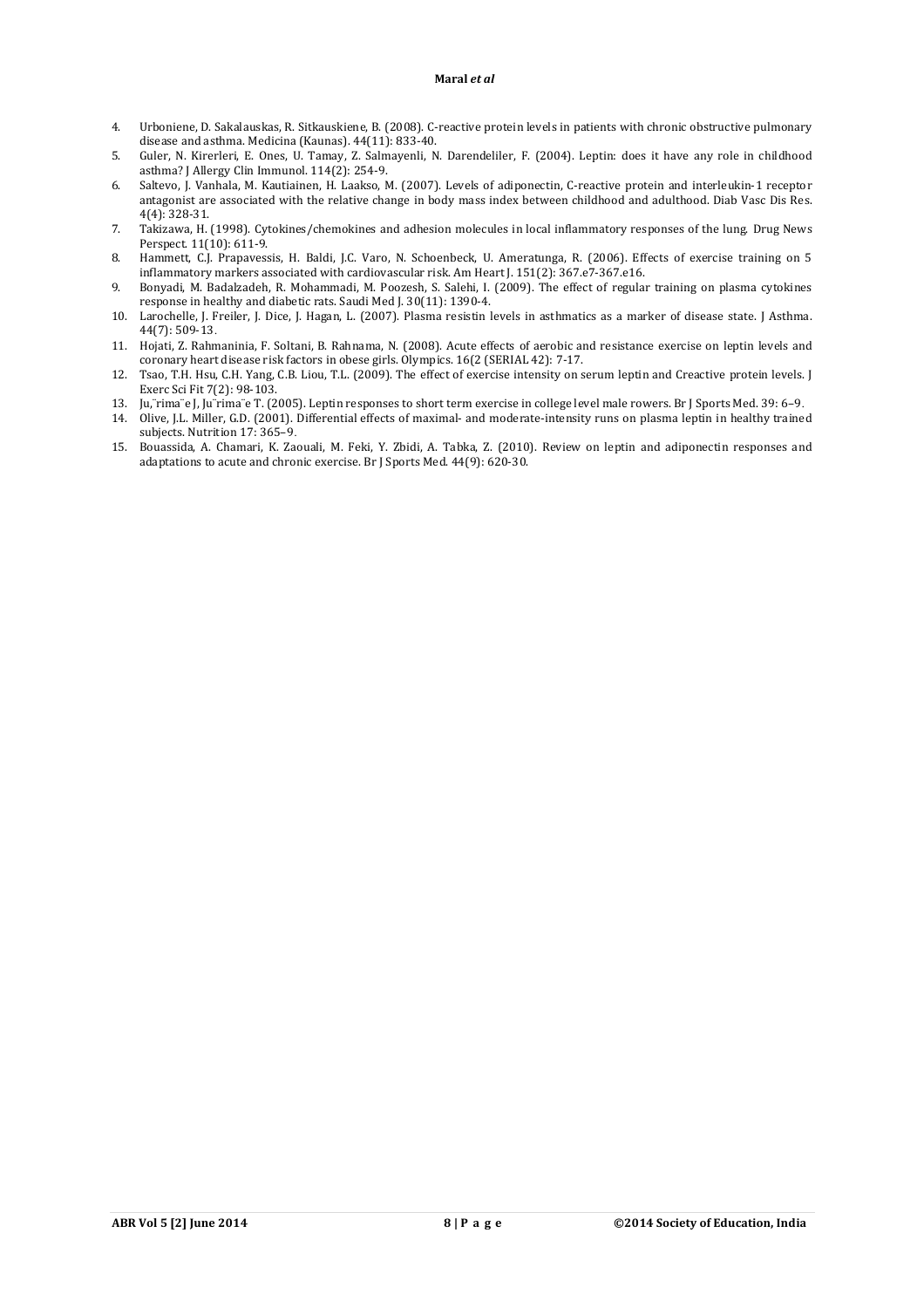4. Urboniene, D. Sakalauskas, R. Sitkauskiene, B. (2008). C-reactive protein levels in patients with chronic obstructive pulmonary disease and asthma. Medicina (Kaunas). 44(11): 833-40.
5. Guler, N. Kirerleri, E. Ones, U. Tamay, Z. Salmayenli, N. Darendeliler, F. (2004). Leptin: does it have any role in childhood asthma? J Allergy Clin Immunol. 114(2): 254-9.
6. Saltevo, J. Vanhala, M. Kautiainen, H. Laakso, M. (2007). Levels of adiponectin, C-reactive protein and interleukin-1 receptor antagonist are associated with the relative change in body mass index between childhood and adulthood. Diab Vasc Dis Res. 4(4): 328-31.
7. Takizawa, H. (1998). Cytokines/chemokines and adhesion molecules in local inflammatory responses of the lung. Drug News Perspect. 11(10): 611-9.
8. Hammett, C.J. Prapavessis, H. Baldi, J.C. Varo, N. Schoenbeck, U. Ameratunga, R. (2006). Effects of exercise training on 5 inflammatory markers associated with cardiovascular risk. Am Heart J. 151(2): 367.e7-367.e16.
9. Bonyadi, M. Badalzadeh, R. Mohammadi, M. Poozesh, S. Salehi, I. (2009). The effect of regular training on plasma cytokines response in healthy and diabetic rats. Saudi Med J. 30(11): 1390-4.
10. Larochelle, J. Freiler, J. Dice, J. Hagan, L. (2007). Plasma resistin levels in asthmatics as a marker of disease state. J Asthma. 44(7): 509-13.
11. Hojati, Z. Rahmaninia, F. Soltani, B. Rahnama, N. (2008). Acute effects of aerobic and resistance exercise on leptin levels and coronary heart disease risk factors in obese girls. Olympics. 16(2 (SERIAL 42): 7-17.
12. Tsao, T.H. Hsu, C.H. Yang, C.B. Liou, T.L. (2009). The effect of exercise intensity on serum leptin and Creactive protein levels. J Exerc Sci Fit 7(2): 98-103.
13. Ju¨rima¨e J, Ju¨rima¨e T. (2005). Leptin responses to short term exercise in college level male rowers. Br J Sports Med. 39: 6–9.
14. Olive, J.L. Miller, G.D. (2001). Differential effects of maximal- and moderate-intensity runs on plasma leptin in healthy trained subjects. Nutrition 17: 365–9.
15. Bouassida, A. Chamari, K. Zaouali, M. Feki, Y. Zbidi, A. Tabka, Z. (2010). Review on leptin and adiponectin responses and adaptations to acute and chronic exercise. Br J Sports Med. 44(9): 620-30.